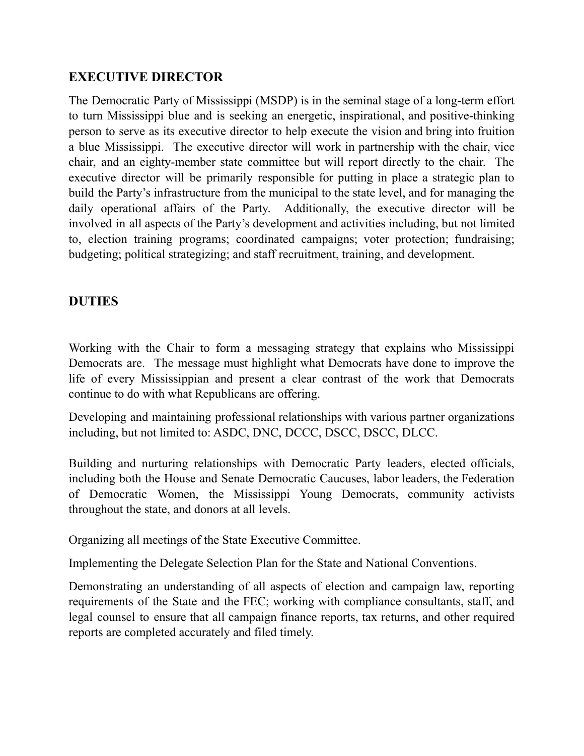## EXECUTIVE DIRECTOR

The Democratic Party of Mississippi (MSDP) is in the seminal stage of a long-term effort to turn Mississippi blue and is seeking an energetic, inspirational, and positive-thinking person to serve as its executive director to help execute the vision and bring into fruition a blue Mississippi. The executive director will work in partnership with the chair, vice chair, and an eighty-member state committee but will report directly to the chair. The executive director will be primarily responsible for putting in place a strategic plan to build the Party's infrastructure from the municipal to the state level, and for managing the daily operational affairs of the Party. Additionally, the executive director will be involved in all aspects of the Party's development and activities including, but not limited to, election training programs; coordinated campaigns; voter protection; fundraising; budgeting; political strategizing; and staff recruitment, training, and development.

## DUTIES

Working with the Chair to form a messaging strategy that explains who Mississippi Democrats are. The message must highlight what Democrats have done to improve the life of every Mississippian and present a clear contrast of the work that Democrats continue to do with what Republicans are offering.

Developing and maintaining professional relationships with various partner organizations including, but not limited to: ASDC, DNC, DCCC, DSCC, DSCC, DLCC.

Building and nurturing relationships with Democratic Party leaders, elected officials, including both the House and Senate Democratic Caucuses, labor leaders, the Federation of Democratic Women, the Mississippi Young Democrats, community activists throughout the state, and donors at all levels.

Organizing all meetings of the State Executive Committee.

Implementing the Delegate Selection Plan for the State and National Conventions.

Demonstrating an understanding of all aspects of election and campaign law, reporting requirements of the State and the FEC; working with compliance consultants, staff, and legal counsel to ensure that all campaign finance reports, tax returns, and other required reports are completed accurately and filed timely.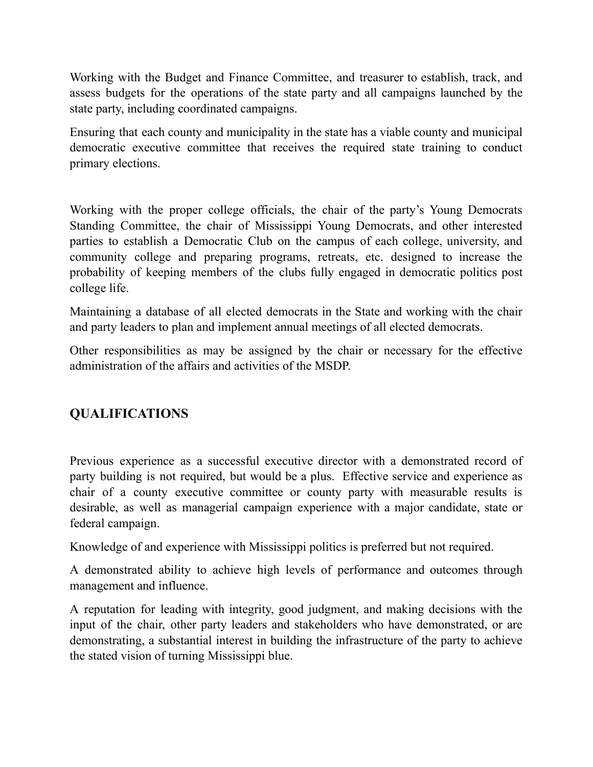Working with the Budget and Finance Committee, and treasurer to establish, track, and assess budgets for the operations of the state party and all campaigns launched by the state party, including coordinated campaigns.

Ensuring that each county and municipality in the state has a viable county and municipal democratic executive committee that receives the required state training to conduct primary elections.

Working with the proper college officials, the chair of the party's Young Democrats Standing Committee, the chair of Mississippi Young Democrats, and other interested parties to establish a Democratic Club on the campus of each college, university, and community college and preparing programs, retreats, etc. designed to increase the probability of keeping members of the clubs fully engaged in democratic politics post college life.

Maintaining a database of all elected democrats in the State and working with the chair and party leaders to plan and implement annual meetings of all elected democrats.

Other responsibilities as may be assigned by the chair or necessary for the effective administration of the affairs and activities of the MSDP.

## QUALIFICATIONS

Previous experience as a successful executive director with a demonstrated record of party building is not required, but would be a plus. Effective service and experience as chair of a county executive committee or county party with measurable results is desirable, as well as managerial campaign experience with a major candidate, state or federal campaign.

Knowledge of and experience with Mississippi politics is preferred but not required.

A demonstrated ability to achieve high levels of performance and outcomes through management and influence.

A reputation for leading with integrity, good judgment, and making decisions with the input of the chair, other party leaders and stakeholders who have demonstrated, or are demonstrating, a substantial interest in building the infrastructure of the party to achieve the stated vision of turning Mississippi blue.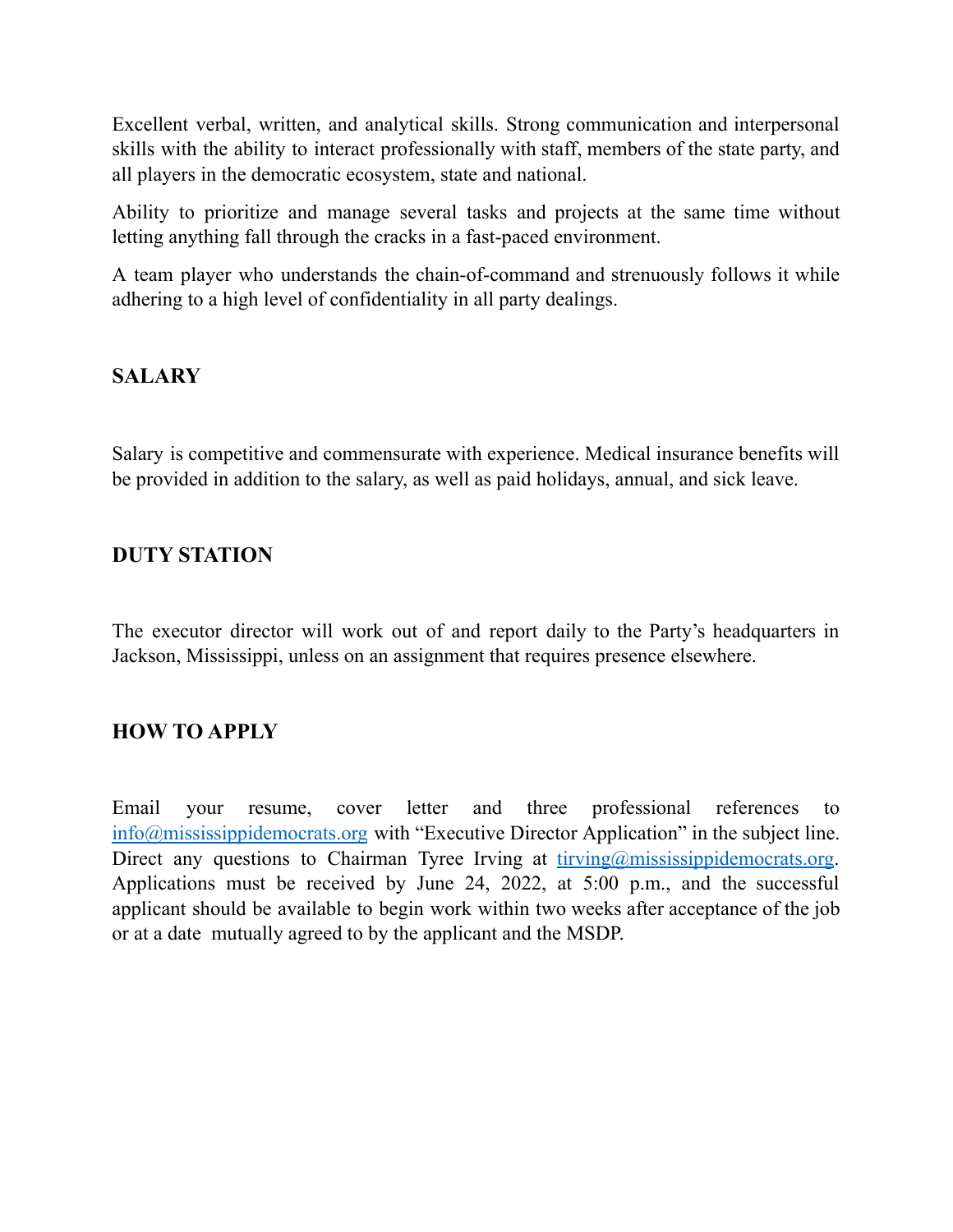Excellent verbal, written, and analytical skills. Strong communication and interpersonal skills with the ability to interact professionally with staff, members of the state party, and all players in the democratic ecosystem, state and national.

Ability to prioritize and manage several tasks and projects at the same time without letting anything fall through the cracks in a fast-paced environment.

A team player who understands the chain-of-command and strenuously follows it while adhering to a high level of confidentiality in all party dealings.

## SALARY

Salary is competitive and commensurate with experience. Medical insurance benefits will be provided in addition to the salary, as well as paid holidays, annual, and sick leave.

## DUTY STATION

The executor director will work out of and report daily to the Party's headquarters in Jackson, Mississippi, unless on an assignment that requires presence elsewhere.

## HOW TO APPLY

Email your resume, cover letter and three professional references to info@mississippidemocrats.org with "Executive Director Application" in the subject line. Direct any questions to Chairman Tyree Irving at tirving@mississippidemocrats.org. Applications must be received by June 24, 2022, at 5:00 p.m., and the successful applicant should be available to begin work within two weeks after acceptance of the job or at a date mutually agreed to by the applicant and the MSDP.